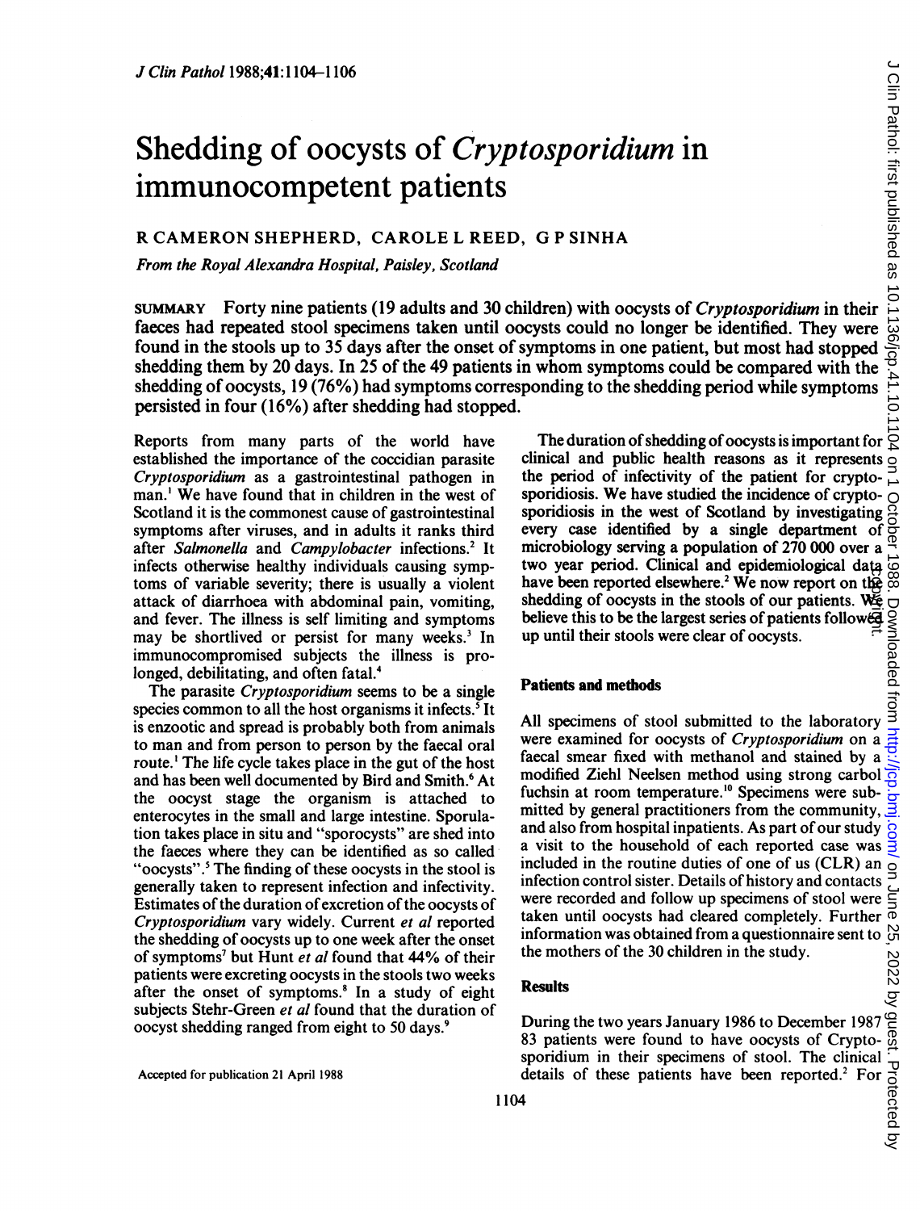# Shedding of oocysts of *Cryptosporidium* in immunocompetent patients

R CAMERON SHEPHERD, CAROLE L REED, G P SINHA

*From the Royal Alexandra Hospital, Paisley, Scotland*

SUMMARY Forty nine patients (19 adults and 30 children) with oocysts of *Cryptosporidium* in their faeces had repeated stool specimens taken until oocysts could no longer be identified. They were found in the stools up to 35 days after the onset of symptoms in one patient, but most had stopped shedding them by 20 days. In 25 of the 49 patients in whom symptoms could be compared with the shedding of oocysts, 19 (76%) had symptoms corresponding to the shedding period while symptoms persisted in four (16%) after shedding had stopped.

Reports from many parts of the world have established the importance of the coccidian parasite *Cryptosporidium* as a gastrointestinal pathogen in man.[1] We have found that in children in the west of Scotland it is the commonest cause of gastrointestinal symptoms after viruses, and in adults it ranks third after *Salmonella* and *Campylobacter* infections.[2] It infects otherwise healthy individuals causing symptoms of variable severity; there is usually a violent attack of diarrhoea with abdominal pain, vomiting, and fever. The illness is self limiting and symptoms may be shortlived or persist for many weeks.[3] In immunocompromised subjects the illness is prolonged, debilitating, and often fatal.[4]

The parasite *Cryptosporidium* seems to be a single species common to all the host organisms it infects.[5] It is enzootic and spread is probably both from animals to man and from person to person by the faecal oral route.[1] The life cycle takes place in the gut of the host and has been well documented by Bird and Smith.[6] At the oocyst stage the organism is attached to enterocytes in the small and large intestine. Sporulation takes place in situ and "sporocysts" are shed into the faeces where they can be identified as so called "oocysts".[5] The finding of these oocysts in the stool is generally taken to represent infection and infectivity. Estimates of the duration of excretion of the oocysts of *Cryptosporidium* vary widely. Current *et al* reported the shedding of oocysts up to one week after the onset of symptoms[7] but Hunt *et al* found that 44% of their patients were excreting oocysts in the stools two weeks after the onset of symptoms.[8] In a study of eight subjects Stehr-Green *et al* found that the duration of oocyst shedding ranged from eight to 50 days.[9]

Accepted for publication 21 April 1988

The duration of shedding of oocysts is important for clinical and public health reasons as it represents the period of infectivity of the patient for cryptosporidiosis. We have studied the incidence of cryptosporidiosis in the west of Scotland by investigating every case identified by a single department of microbiology serving a population of 270 000 over a two year period. Clinical and epidemiological data have been reported elsewhere.[2] We now report on the shedding of oocysts in the stools of our patients. We believe this to be the largest series of patients followed up until their stools were clear of oocysts.

## Patients and methods

All specimens of stool submitted to the laboratory were examined for oocysts of *Cryptosporidium* on a faecal smear fixed with methanol and stained by a modified Ziehl Neelsen method using strong carbol fuchsin at room temperature.[10] Specimens were submitted by general practitioners from the community, and also from hospital inpatients. As part of our study a visit to the household of each reported case was included in the routine duties of one of us (CLR) an infection control sister. Details of history and contacts were recorded and follow up specimens of stool were taken until oocysts had cleared completely. Further information was obtained from a questionnaire sent to the mothers of the 30 children in the study.

## Results

During the two years January 1986 to December 1987 83 patients were found to have oocysts of Cryptosporidium in their specimens of stool. The clinical details of these patients have been reported.[2] For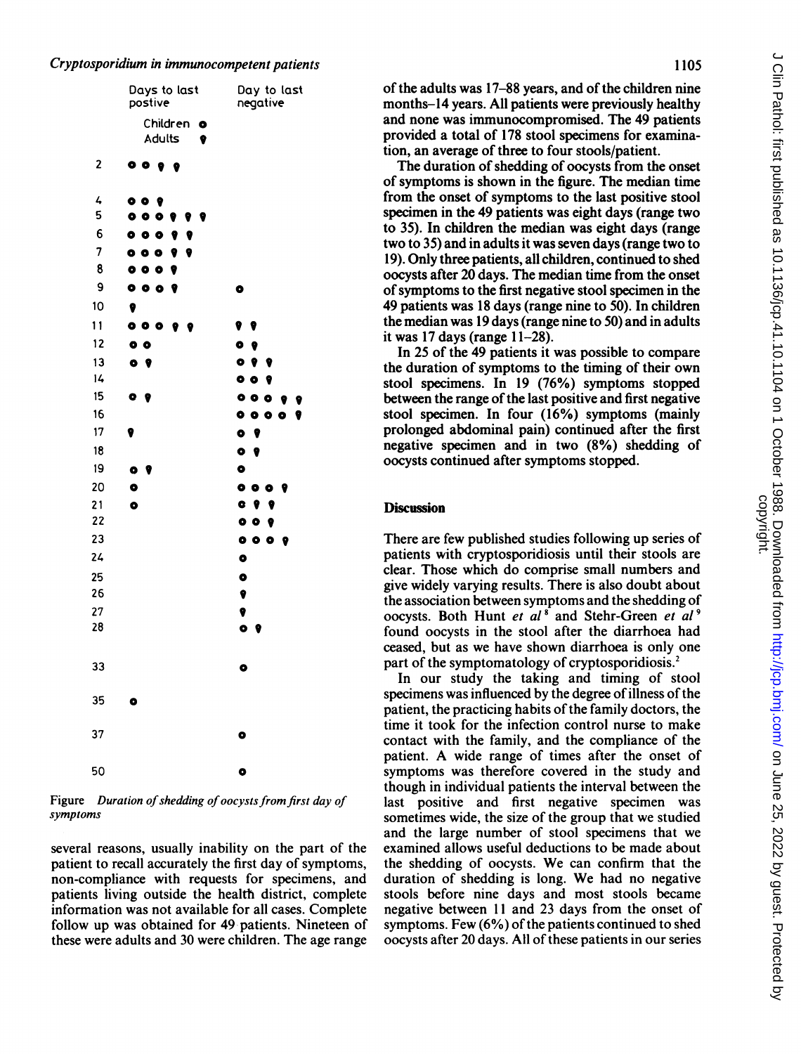| Day | Days to last positive: Children | Days to last positive: Adults | Day to last negative: Children | Day to last negative: Adults |
|---|---|---|---|---|
| 2 | 2 | 2 | | |
| 4 | 2 | 1 | | |
| 5 | 3 | 3 | | |
| 6 | 3 | 2 | | |
| 7 | 3 | 2 | | |
| 8 | 3 | 1 | | |
| 9 | 3 | 1 | 1 | |
| 10 | | 1 | | |
| 11 | 3 | 2 | | 2 |
| 12 | 2 | | 1 | 1 |
| 13 | 1 | 1 | 1 | 2 |
| 14 | | | 2 | 1 |
| 15 | 1 | 1 | 3 | 2 |
| 16 | | | 4 | 1 |
| 17 | | 1 | 1 | 1 |
| 18 | | | 1 | 1 |
| 19 | 1 | 1 | 1 | |
| 20 | 1 | | 3 | 1 |
| 21 | 1 | | 1 | 2 |
| 22 | | | 2 | 1 |
| 23 | | | 3 | 1 |
| 24 | | | 1 | |
| 25 | | | 1 | |
| 26 | | | | 1 |
| 27 | | | | 1 |
| 28 | | | 1 | 1 |
| 33 | | | 1 | |
| 35 | 1 | | | |
| 37 | | | 1 | |
| 50 | | | 1 | |

Figure *Duration of shedding of oocysts from first day of symptoms*

several reasons, usually inability on the part of the patient to recall accurately the first day of symptoms, non-compliance with requests for specimens, and patients living outside the health district, complete information was not available for all cases. Complete follow up was obtained for 49 patients. Nineteen of these were adults and 30 were children. The age range of the adults was 17–88 years, and of the children nine months–14 years. All patients were previously healthy and none was immunocompromised. The 49 patients provided a total of 178 stool specimens for examination, an average of three to four stools/patient.

The duration of shedding of oocysts from the onset of symptoms is shown in the figure. The median time from the onset of symptoms to the last positive stool specimen in the 49 patients was eight days (range two to 35). In children the median was eight days (range two to 35) and in adults it was seven days (range two to 19). Only three patients, all children, continued to shed oocysts after 20 days. The median time from the onset of symptoms to the first negative stool specimen in the 49 patients was 18 days (range nine to 50). In children the median was 19 days (range nine to 50) and in adults it was 17 days (range 11–28).

In 25 of the 49 patients it was possible to compare the duration of symptoms to the timing of their own stool specimens. In 19 (76%) symptoms stopped between the range of the last positive and first negative stool specimen. In four (16%) symptoms (mainly prolonged abdominal pain) continued after the first negative specimen and in two (8%) shedding of oocysts continued after symptoms stopped.

## Discussion

There are few published studies following up series of patients with cryptosporidiosis until their stools are clear. Those which do comprise small numbers and give widely varying results. There is also doubt about the association between symptoms and the shedding of oocysts. Both Hunt *et al*[8] and Stehr-Green *et al*[9] found oocysts in the stool after the diarrhoea had ceased, but as we have shown diarrhoea is only one part of the symptomatology of cryptosporidiosis.[2]

In our study the taking and timing of stool specimens was influenced by the degree of illness of the patient, the practicing habits of the family doctors, the time it took for the infection control nurse to make contact with the family, and the compliance of the patient. A wide range of times after the onset of symptoms was therefore covered in the study and though in individual patients the interval between the last positive and first negative specimen was sometimes wide, the size of the group that we studied and the large number of stool specimens that we examined allows useful deductions to be made about the shedding of oocysts. We can confirm that the duration of shedding is long. We had no negative stools before nine days and most stools became negative between 11 and 23 days from the onset of symptoms. Few (6%) of the patients continued to shed oocysts after 20 days. All of these patients in our series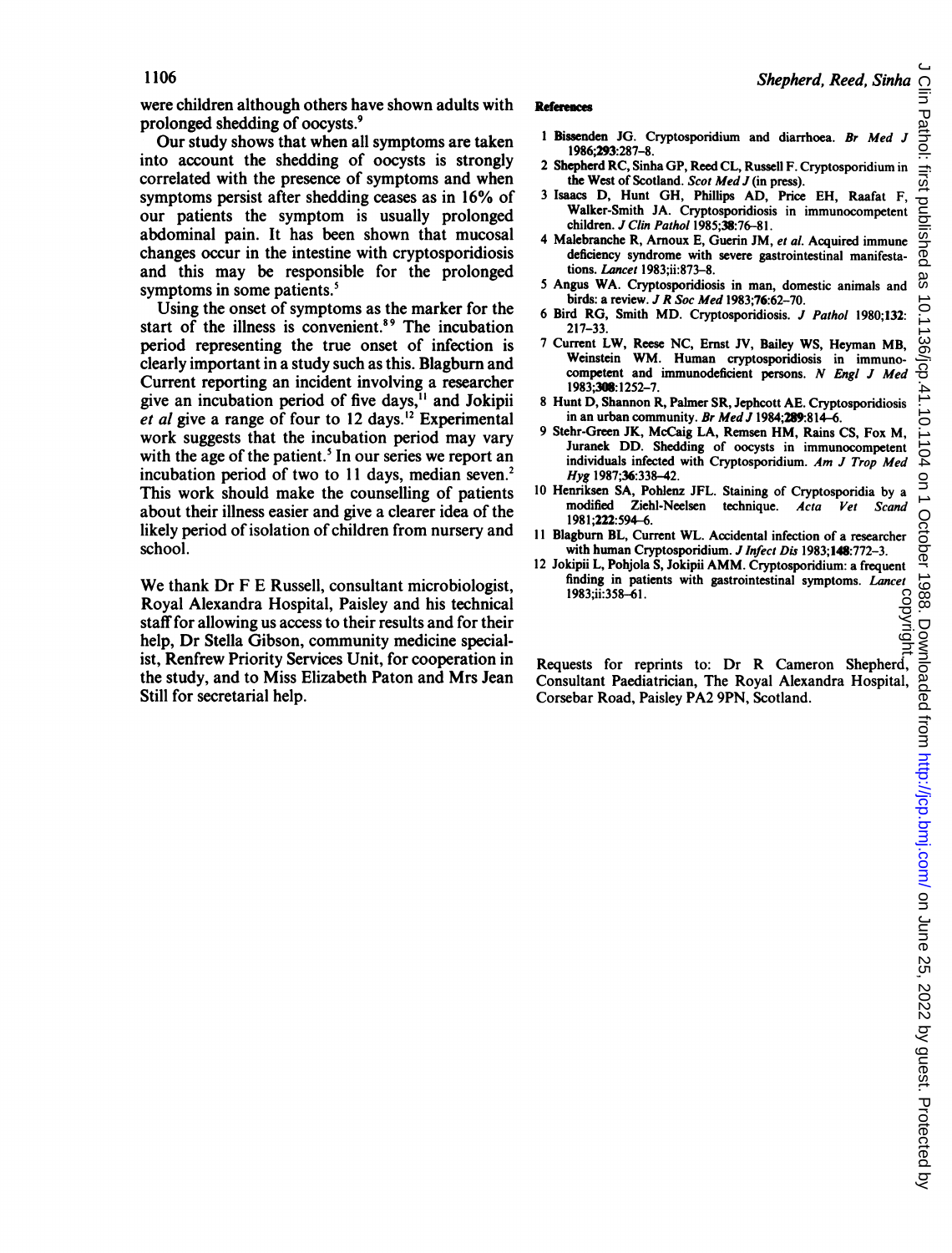were children although others have shown adults with prolonged shedding of oocysts.[9]

Our study shows that when all symptoms are taken into account the shedding of oocysts is strongly correlated with the presence of symptoms and when symptoms persist after shedding ceases as in 16% of our patients the symptom is usually prolonged abdominal pain. It has been shown that mucosal changes occur in the intestine with cryptosporidiosis and this may be responsible for the prolonged symptoms in some patients.[5]

Using the onset of symptoms as the marker for the start of the illness is convenient.[8,9] The incubation period representing the true onset of infection is clearly important in a study such as this. Blagburn and Current reporting an incident involving a researcher give an incubation period of five days,[11] and Jokipii *et al* give a range of four to 12 days.[12] Experimental work suggests that the incubation period may vary with the age of the patient.[5] In our series we report an incubation period of two to 11 days, median seven.[2] This work should make the counselling of patients about their illness easier and give a clearer idea of the likely period of isolation of children from nursery and school.

We thank Dr F E Russell, consultant microbiologist, Royal Alexandra Hospital, Paisley and his technical staff for allowing us access to their results and for their help, Dr Stella Gibson, community medicine specialist, Renfrew Priority Services Unit, for cooperation in the study, and to Miss Elizabeth Paton and Mrs Jean Still for secretarial help.

## References

1. Bissenden JG. Cryptosporidium and diarrhoea. *Br Med J* 1986;**293**:287–8.
2. Shepherd RC, Sinha GP, Reed CL, Russell F. Cryptosporidium in the West of Scotland. *Scot Med J* (in press).
3. Isaacs D, Hunt GH, Phillips AD, Price EH, Raafat F, Walker-Smith JA. Cryptosporidiosis in immunocompetent children. *J Clin Pathol* 1985;**38**:76–81.
4. Malebranche R, Arnoux E, Guerin JM, *et al*. Acquired immune deficiency syndrome with severe gastrointestinal manifestations. *Lancet* 1983;ii:873–8.
5. Angus WA. Cryptosporidiosis in man, domestic animals and birds: a review. *J R Soc Med* 1983;**76**:62–70.
6. Bird RG, Smith MD. Cryptosporidiosis. *J Pathol* 1980;**132**: 217–33.
7. Current LW, Reese NC, Ernst JV, Bailey WS, Heyman MB, Weinstein WM. Human cryptosporidiosis in immunocompetent and immunodeficient persons. *N Engl J Med* 1983;**308**:1252–7.
8. Hunt D, Shannon R, Palmer SR, Jephcott AE. Cryptosporidiosis in an urban community. *Br Med J* 1984;**289**:814–6.
9. Stehr-Green JK, McCaig LA, Remsen HM, Rains CS, Fox M, Juranek DD. Shedding of oocysts in immunocompetent individuals infected with Cryptosporidium. *Am J Trop Med Hyg* 1987;**36**:338–42.
10. Henriksen SA, Pohlenz JFL. Staining of Cryptosporidia by a modified Ziehl-Neelsen technique. *Acta Vet Scand* 1981;**222**:594–6.
11. Blagburn BL, Current WL. Accidental infection of a researcher with human Cryptosporidium. *J Infect Dis* 1983;**148**:772–3.
12. Jokipii L, Pohjola S, Jokipii AMM. Cryptosporidium: a frequent finding in patients with gastrointestinal symptoms. *Lancet* 1983;ii:358–61.

Requests for reprints to: Dr R Cameron Shepherd, Consultant Paediatrician, The Royal Alexandra Hospital, Corsebar Road, Paisley PA2 9PN, Scotland.